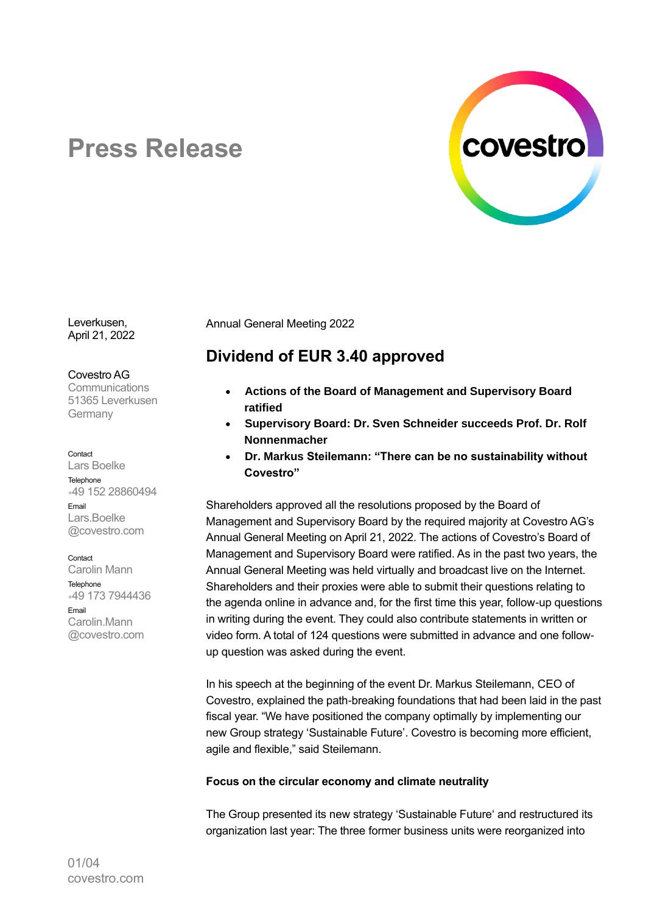# Press Release

Leverkusen,
April 21, 2022

Covestro AG
Communications
51365 Leverkusen
Germany

Contact
Lars Boelke
Telephone
+49 152 28860494
Email
Lars.Boelke@covestro.com

Contact
Carolin Mann
Telephone
+49 173 7944436
Email
Carolin.Mann@covestro.com

Annual General Meeting 2022

## Dividend of EUR 3.40 approved

- **Actions of the Board of Management and Supervisory Board ratified**
- **Supervisory Board: Dr. Sven Schneider succeeds Prof. Dr. Rolf Nonnenmacher**
- **Dr. Markus Steilemann: "There can be no sustainability without Covestro"**

Shareholders approved all the resolutions proposed by the Board of Management and Supervisory Board by the required majority at Covestro AG's Annual General Meeting on April 21, 2022. The actions of Covestro's Board of Management and Supervisory Board were ratified. As in the past two years, the Annual General Meeting was held virtually and broadcast live on the Internet. Shareholders and their proxies were able to submit their questions relating to the agenda online in advance and, for the first time this year, follow-up questions in writing during the event. They could also contribute statements in written or video form. A total of 124 questions were submitted in advance and one follow-up question was asked during the event.

In his speech at the beginning of the event Dr. Markus Steilemann, CEO of Covestro, explained the path-breaking foundations that had been laid in the past fiscal year. "We have positioned the company optimally by implementing our new Group strategy 'Sustainable Future'. Covestro is becoming more efficient, agile and flexible," said Steilemann.

**Focus on the circular economy and climate neutrality**

The Group presented its new strategy 'Sustainable Future' and restructured its organization last year: The three former business units were reorganized into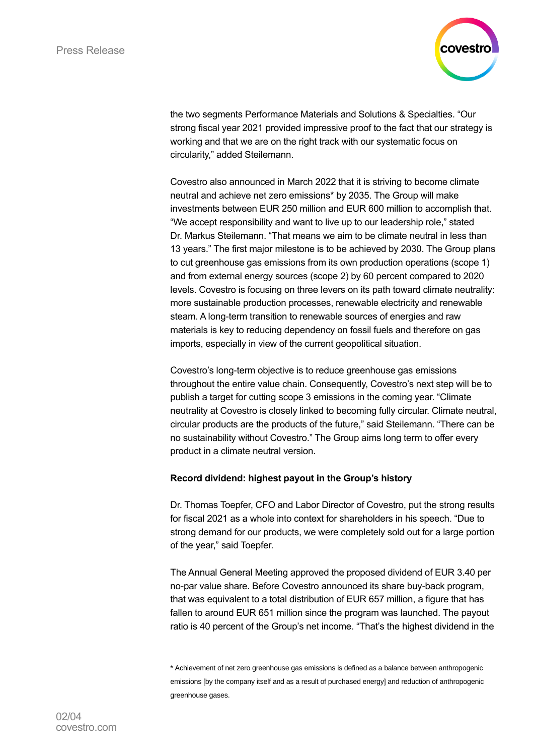the two segments Performance Materials and Solutions & Specialties. “Our strong fiscal year 2021 provided impressive proof to the fact that our strategy is working and that we are on the right track with our systematic focus on circularity,” added Steilemann.

Covestro also announced in March 2022 that it is striving to become climate neutral and achieve net zero emissions* by 2035. The Group will make investments between EUR 250 million and EUR 600 million to accomplish that. “We accept responsibility and want to live up to our leadership role,” stated Dr. Markus Steilemann. “That means we aim to be climate neutral in less than 13 years.” The first major milestone is to be achieved by 2030. The Group plans to cut greenhouse gas emissions from its own production operations (scope 1) and from external energy sources (scope 2) by 60 percent compared to 2020 levels. Covestro is focusing on three levers on its path toward climate neutrality: more sustainable production processes, renewable electricity and renewable steam. A long-term transition to renewable sources of energies and raw materials is key to reducing dependency on fossil fuels and therefore on gas imports, especially in view of the current geopolitical situation.

Covestro’s long-term objective is to reduce greenhouse gas emissions throughout the entire value chain. Consequently, Covestro’s next step will be to publish a target for cutting scope 3 emissions in the coming year. “Climate neutrality at Covestro is closely linked to becoming fully circular. Climate neutral, circular products are the products of the future,” said Steilemann. “There can be no sustainability without Covestro.” The Group aims long term to offer every product in a climate neutral version.

**Record dividend: highest payout in the Group’s history**

Dr. Thomas Toepfer, CFO and Labor Director of Covestro, put the strong results for fiscal 2021 as a whole into context for shareholders in his speech. “Due to strong demand for our products, we were completely sold out for a large portion of the year,” said Toepfer.

The Annual General Meeting approved the proposed dividend of EUR 3.40 per no-par value share. Before Covestro announced its share buy-back program, that was equivalent to a total distribution of EUR 657 million, a figure that has fallen to around EUR 651 million since the program was launched. The payout ratio is 40 percent of the Group’s net income. “That’s the highest dividend in the

* Achievement of net zero greenhouse gas emissions is defined as a balance between anthropogenic emissions [by the company itself and as a result of purchased energy] and reduction of anthropogenic greenhouse gases.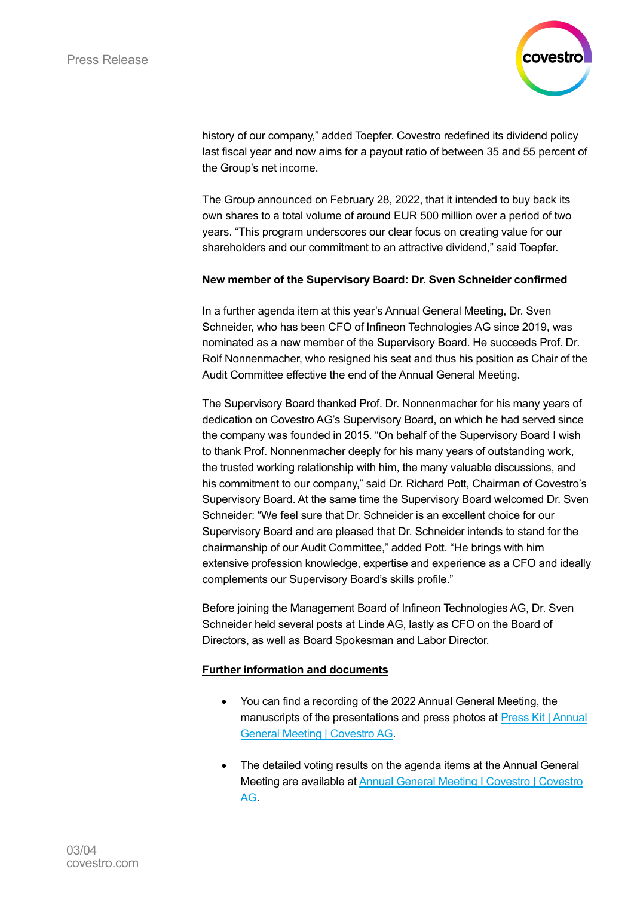history of our company," added Toepfer. Covestro redefined its dividend policy last fiscal year and now aims for a payout ratio of between 35 and 55 percent of the Group's net income.

The Group announced on February 28, 2022, that it intended to buy back its own shares to a total volume of around EUR 500 million over a period of two years. "This program underscores our clear focus on creating value for our shareholders and our commitment to an attractive dividend," said Toepfer.

**New member of the Supervisory Board: Dr. Sven Schneider confirmed**

In a further agenda item at this year's Annual General Meeting, Dr. Sven Schneider, who has been CFO of Infineon Technologies AG since 2019, was nominated as a new member of the Supervisory Board. He succeeds Prof. Dr. Rolf Nonnenmacher, who resigned his seat and thus his position as Chair of the Audit Committee effective the end of the Annual General Meeting.

The Supervisory Board thanked Prof. Dr. Nonnenmacher for his many years of dedication on Covestro AG's Supervisory Board, on which he had served since the company was founded in 2015. "On behalf of the Supervisory Board I wish to thank Prof. Nonnenmacher deeply for his many years of outstanding work, the trusted working relationship with him, the many valuable discussions, and his commitment to our company," said Dr. Richard Pott, Chairman of Covestro's Supervisory Board. At the same time the Supervisory Board welcomed Dr. Sven Schneider: "We feel sure that Dr. Schneider is an excellent choice for our Supervisory Board and are pleased that Dr. Schneider intends to stand for the chairmanship of our Audit Committee," added Pott. "He brings with him extensive profession knowledge, expertise and experience as a CFO and ideally complements our Supervisory Board's skills profile."

Before joining the Management Board of Infineon Technologies AG, Dr. Sven Schneider held several posts at Linde AG, lastly as CFO on the Board of Directors, as well as Board Spokesman and Labor Director.

**Further information and documents**

- You can find a recording of the 2022 Annual General Meeting, the manuscripts of the presentations and press photos at [Press Kit | Annual General Meeting | Covestro AG](#).

- The detailed voting results on the agenda items at the Annual General Meeting are available at [Annual General Meeting I Covestro | Covestro AG](#).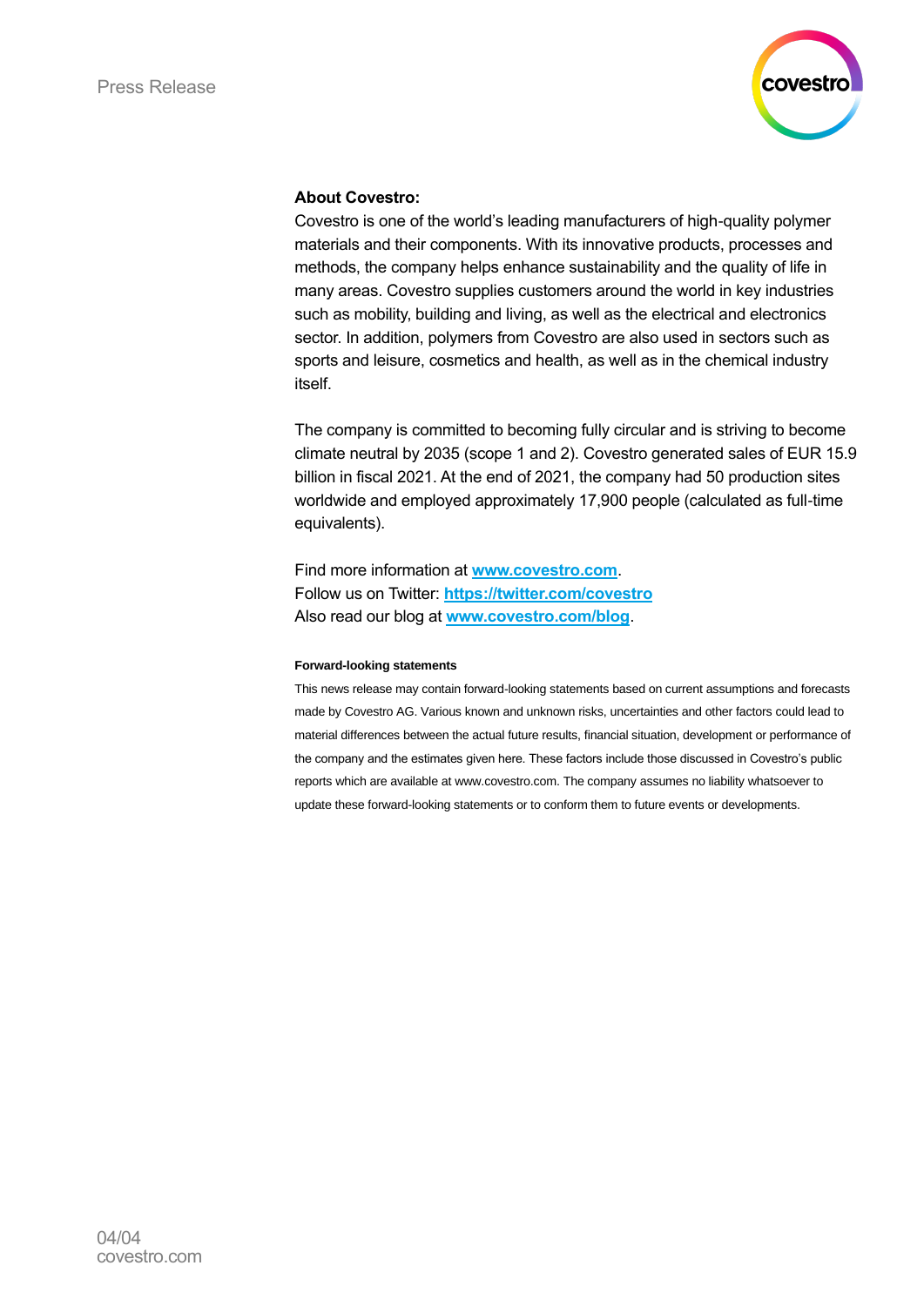**About Covestro:**

Covestro is one of the world's leading manufacturers of high-quality polymer materials and their components. With its innovative products, processes and methods, the company helps enhance sustainability and the quality of life in many areas. Covestro supplies customers around the world in key industries such as mobility, building and living, as well as the electrical and electronics sector. In addition, polymers from Covestro are also used in sectors such as sports and leisure, cosmetics and health, as well as in the chemical industry itself.

The company is committed to becoming fully circular and is striving to become climate neutral by 2035 (scope 1 and 2). Covestro generated sales of EUR 15.9 billion in fiscal 2021. At the end of 2021, the company had 50 production sites worldwide and employed approximately 17,900 people (calculated as full-time equivalents).

Find more information at **www.covestro.com**.
Follow us on Twitter: **https://twitter.com/covestro**
Also read our blog at **www.covestro.com/blog**.

**Forward-looking statements**

This news release may contain forward-looking statements based on current assumptions and forecasts made by Covestro AG. Various known and unknown risks, uncertainties and other factors could lead to material differences between the actual future results, financial situation, development or performance of the company and the estimates given here. These factors include those discussed in Covestro's public reports which are available at www.covestro.com. The company assumes no liability whatsoever to update these forward-looking statements or to conform them to future events or developments.